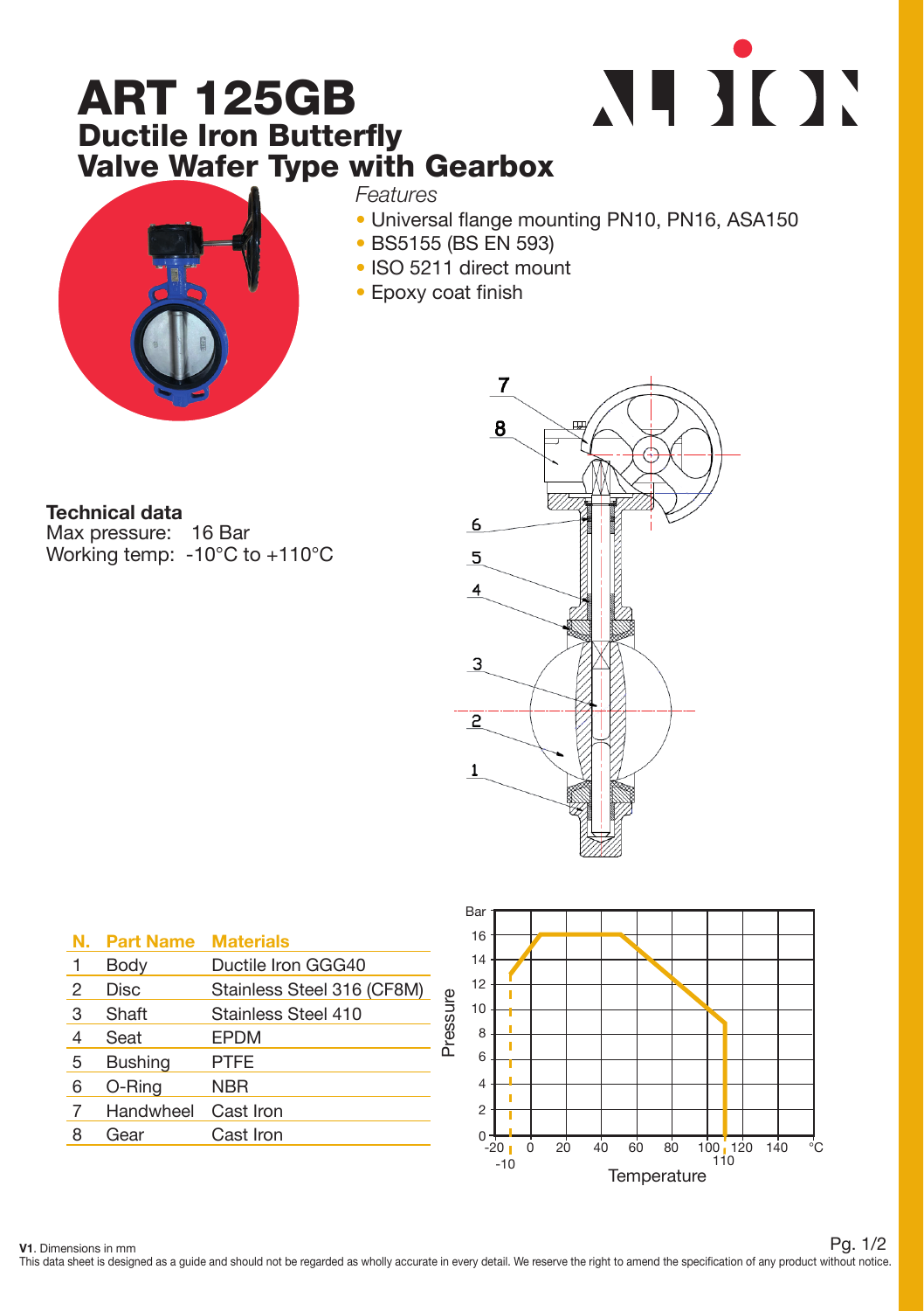# ART 125GB

## Ductile Iron Butterfly Valve Wafer Type with Gearbox

*Features*

- Universal flange mounting PN10, PN16, ASA150
- BS5155 (BS EN 593)
- ISO 5211 direct mount
- Epoxy coat finish

**Technical data**

Max pressure: 16 Bar

Working temp: -10°C to +110°C

| N. | Part Name | Materials |
|---|---|---|
| 1 | Body | Ductile Iron GGG40 |
| 2 | Disc | Stainless Steel 316 (CF8M) |
| 3 | Shaft | Stainless Steel 410 |
| 4 | Seat | EPDM |
| 5 | Bushing | PTFE |
| 6 | O-Ring | NBR |
| 7 | Handwheel | Cast Iron |
| 8 | Gear | Cast Iron |

**V1**. Dimensions in mm

This data sheet is designed as a guide and should not be regarded as wholly accurate in every detail. We reserve the right to amend the specification of any product without notice.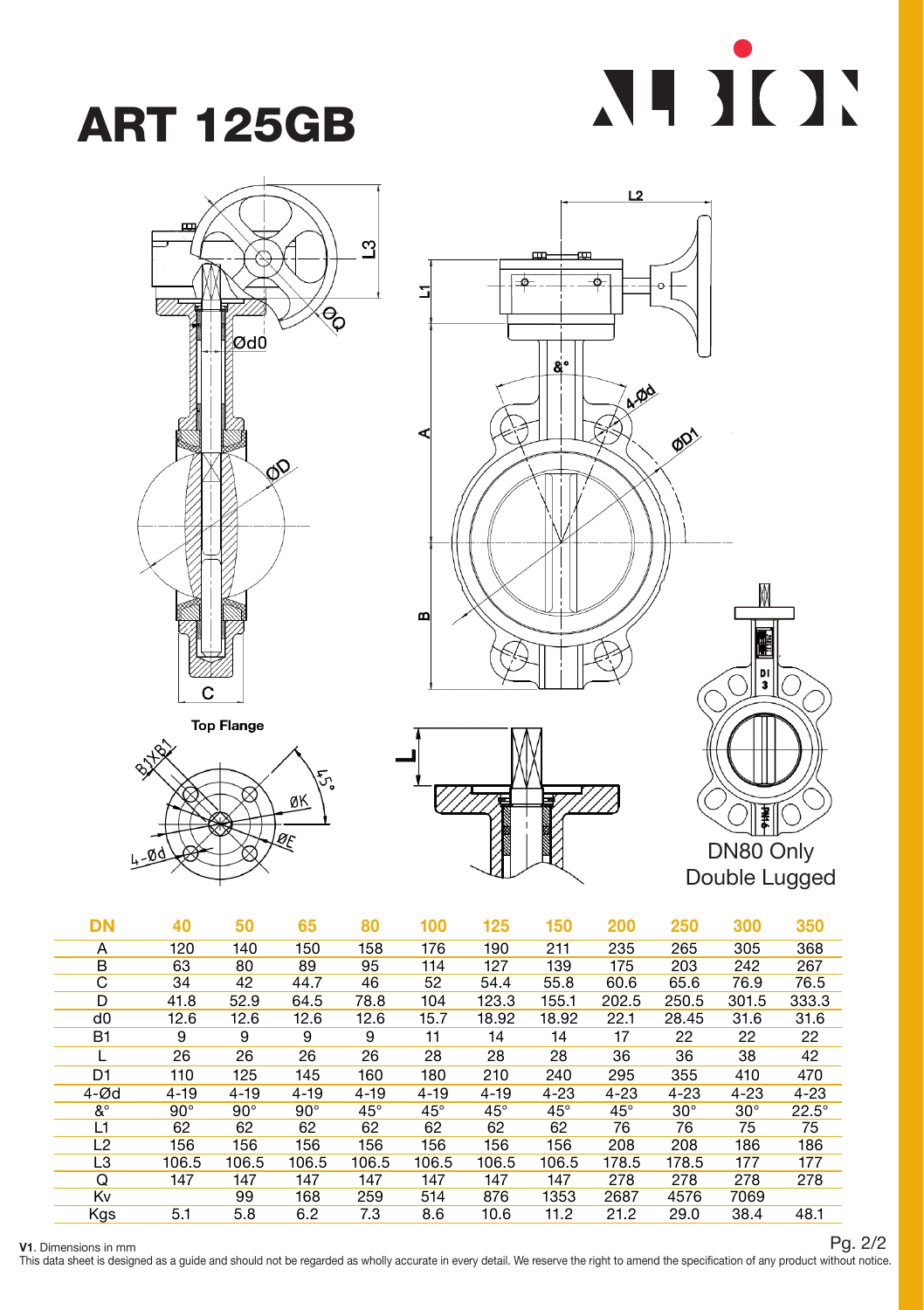# ART 125GB

Top Flange

DN80 Only
Double Lugged

| DN | 40 | 50 | 65 | 80 | 100 | 125 | 150 | 200 | 250 | 300 | 350 |
|---|---|---|---|---|---|---|---|---|---|---|---|
| A | 120 | 140 | 150 | 158 | 176 | 190 | 211 | 235 | 265 | 305 | 368 |
| B | 63 | 80 | 89 | 95 | 114 | 127 | 139 | 175 | 203 | 242 | 267 |
| C | 34 | 42 | 44.7 | 46 | 52 | 54.4 | 55.8 | 60.6 | 65.6 | 76.9 | 76.5 |
| D | 41.8 | 52.9 | 64.5 | 78.8 | 104 | 123.3 | 155.1 | 202.5 | 250.5 | 301.5 | 333.3 |
| d0 | 12.6 | 12.6 | 12.6 | 12.6 | 15.7 | 18.92 | 18.92 | 22.1 | 28.45 | 31.6 | 31.6 |
| B1 | 9 | 9 | 9 | 9 | 11 | 14 | 14 | 17 | 22 | 22 | 22 |
| L | 26 | 26 | 26 | 26 | 28 | 28 | 28 | 36 | 36 | 38 | 42 |
| D1 | 110 | 125 | 145 | 160 | 180 | 210 | 240 | 295 | 355 | 410 | 470 |
| 4-Ød | 4-19 | 4-19 | 4-19 | 4-19 | 4-19 | 4-19 | 4-23 | 4-23 | 4-23 | 4-23 | 4-23 |
| &° | 90° | 90° | 90° | 45° | 45° | 45° | 45° | 45° | 30° | 30° | 22.5° |
| L1 | 62 | 62 | 62 | 62 | 62 | 62 | 62 | 76 | 76 | 75 | 75 |
| L2 | 156 | 156 | 156 | 156 | 156 | 156 | 156 | 208 | 208 | 186 | 186 |
| L3 | 106.5 | 106.5 | 106.5 | 106.5 | 106.5 | 106.5 | 106.5 | 178.5 | 178.5 | 177 | 177 |
| Q | 147 | 147 | 147 | 147 | 147 | 147 | 147 | 278 | 278 | 278 | 278 |
| Kv | | 99 | 168 | 259 | 514 | 876 | 1353 | 2687 | 4576 | 7069 | |
| Kgs | 5.1 | 5.8 | 6.2 | 7.3 | 8.6 | 10.6 | 11.2 | 21.2 | 29.0 | 38.4 | 48.1 |

**V1**. Dimensions in mm

This data sheet is designed as a guide and should not be regarded as wholly accurate in every detail. We reserve the right to amend the specification of any product without notice.